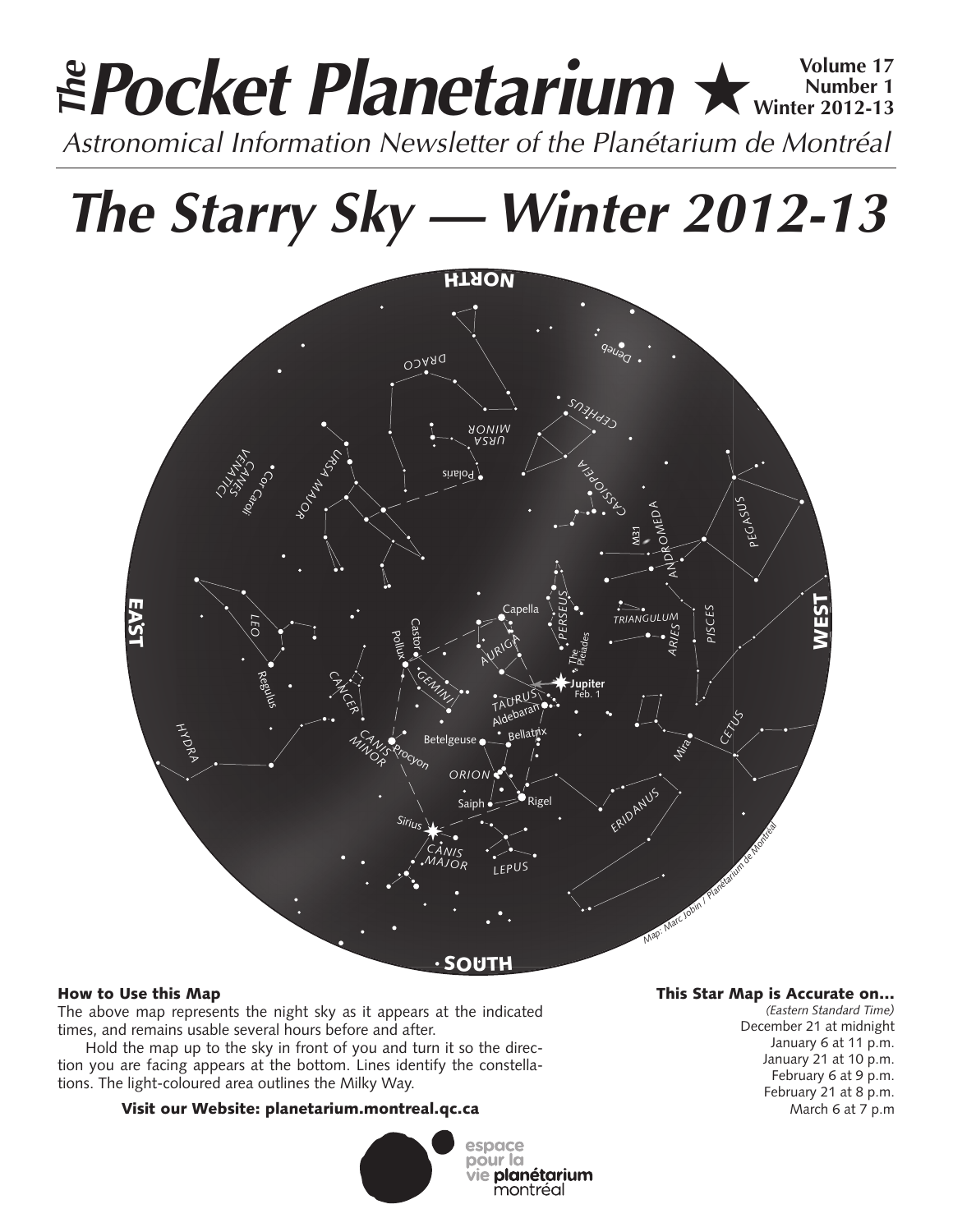# The Pocket Planetarium ★

**Volume 17**
**Number 1**
**Winter 2012-13**

*Astronomical Information Newsletter of the Planétarium de Montréal*

# *The Starry Sky — Winter 2012-13*

### How to Use this Map

The above map represents the night sky as it appears at the indicated times, and remains usable several hours before and after.

Hold the map up to the sky in front of you and turn it so the direction you are facing appears at the bottom. Lines identify the constellations. The light-coloured area outlines the Milky Way.

**Visit our Website: planetarium.montreal.qc.ca**

### This Star Map is Accurate on…

*(Eastern Standard Time)*

December 21 at midnight
January 6 at 11 p.m.
January 21 at 10 p.m.
February 6 at 9 p.m.
February 21 at 8 p.m.
March 6 at 7 p.m

espace pour la vie **planétarium** montréal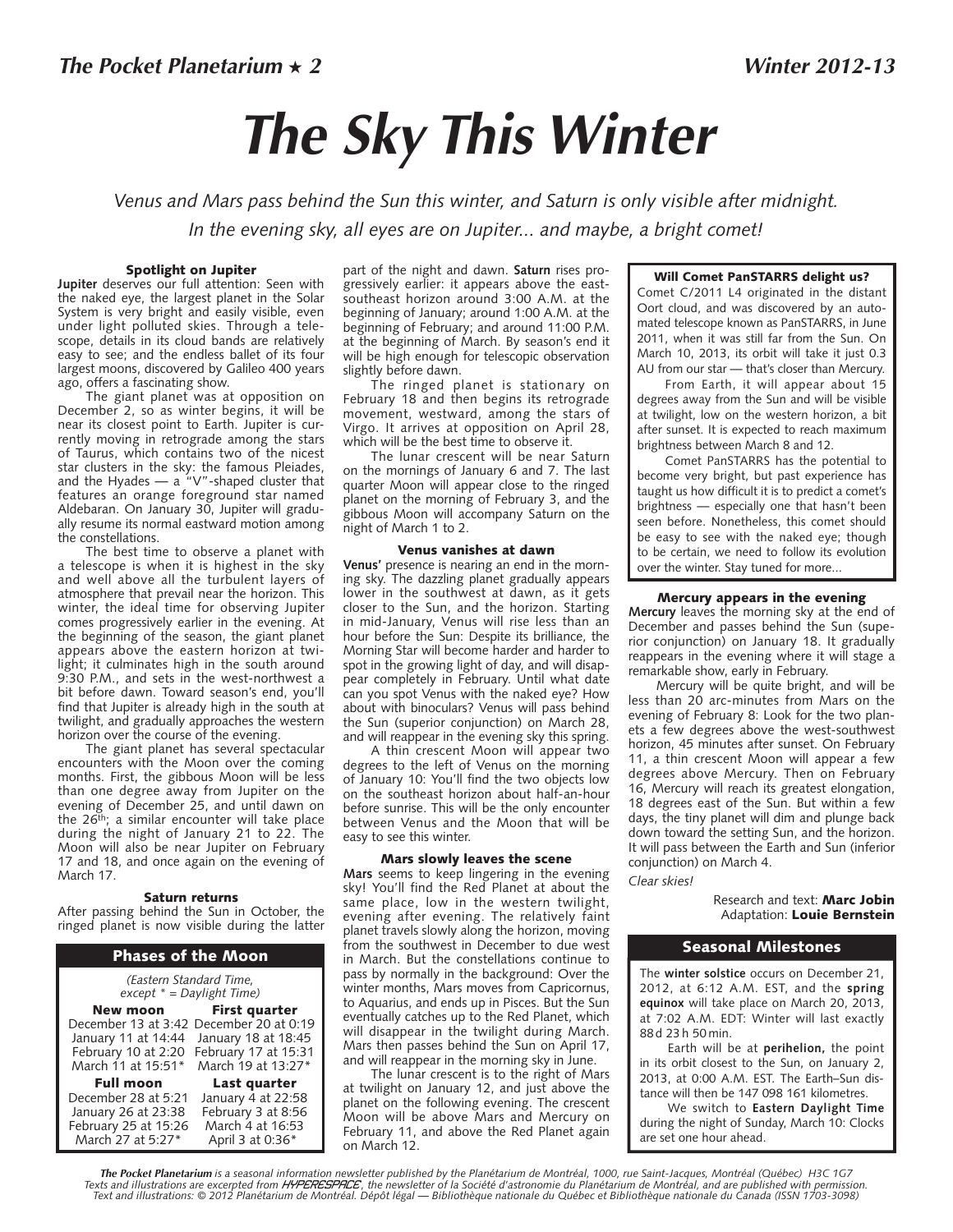# The Sky This Winter

*Venus and Mars pass behind the Sun this winter, and Saturn is only visible after midnight. In the evening sky, all eyes are on Jupiter... and maybe, a bright comet!*

### Spotlight on Jupiter

**Jupiter** deserves our full attention: Seen with the naked eye, the largest planet in the Solar System is very bright and easily visible, even under light polluted skies. Through a telescope, details in its cloud bands are relatively easy to see; and the endless ballet of its four largest moons, discovered by Galileo 400 years ago, offers a fascinating show.

The giant planet was at opposition on December 2, so as winter begins, it will be near its closest point to Earth. Jupiter is currently moving in retrograde among the stars of Taurus, which contains two of the nicest star clusters in the sky: the famous Pleiades, and the Hyades — a "V"-shaped cluster that features an orange foreground star named Aldebaran. On January 30, Jupiter will gradually resume its normal eastward motion among the constellations.

The best time to observe a planet with a telescope is when it is highest in the sky and well above all the turbulent layers of atmosphere that prevail near the horizon. This winter, the ideal time for observing Jupiter comes progressively earlier in the evening. At the beginning of the season, the giant planet appears above the eastern horizon at twilight; it culminates high in the south around 9:30 P.M., and sets in the west-northwest a bit before dawn. Toward season's end, you'll find that Jupiter is already high in the south at twilight, and gradually approaches the western horizon over the course of the evening.

The giant planet has several spectacular encounters with the Moon over the coming months. First, the gibbous Moon will be less than one degree away from Jupiter on the evening of December 25, and until dawn on the 26th; a similar encounter will take place during the night of January 21 to 22. The Moon will also be near Jupiter on February 17 and 18, and once again on the evening of March 17.

### Saturn returns

After passing behind the Sun in October, the ringed planet is now visible during the latter part of the night and dawn. **Saturn** rises progressively earlier: it appears above the east-southeast horizon around 3:00 A.M. at the beginning of January; around 1:00 A.M. at the beginning of February; and around 11:00 P.M. at the beginning of March. By season's end it will be high enough for telescopic observation slightly before dawn.

The ringed planet is stationary on February 18 and then begins its retrograde movement, westward, among the stars of Virgo. It arrives at opposition on April 28, which will be the best time to observe it.

The lunar crescent will be near Saturn on the mornings of January 6 and 7. The last quarter Moon will appear close to the ringed planet on the morning of February 3, and the gibbous Moon will accompany Saturn on the night of March 1 to 2.

### Phases of the Moon

*(Eastern Standard Time, except * = Daylight Time)*

| New moon | First quarter |
|---|---|
| December 13 at 3:42 | December 20 at 0:19 |
| January 11 at 14:44 | January 18 at 18:45 |
| February 10 at 2:20 | February 17 at 15:31 |
| March 11 at 15:51* | March 19 at 13:27* |
| **Full moon** | **Last quarter** |
| December 28 at 5:21 | January 4 at 22:58 |
| January 26 at 23:38 | February 3 at 8:56 |
| February 25 at 15:26 | March 4 at 16:53 |
| March 27 at 5:27* | April 3 at 0:36* |

### Venus vanishes at dawn

**Venus'** presence is nearing an end in the morning sky. The dazzling planet gradually appears lower in the southwest at dawn, as it gets closer to the Sun, and the horizon. Starting in mid-January, Venus will rise less than an hour before the Sun: Despite its brilliance, the Morning Star will become harder and harder to spot in the growing light of day, and will disappear completely in February. Until what date can you spot Venus with the naked eye? How about with binoculars? Venus will pass behind the Sun (superior conjunction) on March 28, and will reappear in the evening sky this spring.

A thin crescent Moon will appear two degrees to the left of Venus on the morning of January 10: You'll find the two objects low on the southeast horizon about half-an-hour before sunrise. This will be the only encounter between Venus and the Moon that will be easy to see this winter.

### Mars slowly leaves the scene

**Mars** seems to keep lingering in the evening sky! You'll find the Red Planet at about the same place, low in the western twilight, evening after evening. The relatively faint planet travels slowly along the horizon, moving from the southwest in December to due west in March. But the constellations continue to pass by normally in the background: Over the winter months, Mars moves from Capricornus, to Aquarius, and ends up in Pisces. But the Sun eventually catches up to the Red Planet, which will disappear in the twilight during March. Mars then passes behind the Sun on April 17, and will reappear in the morning sky in June.

The lunar crescent is to the right of Mars at twilight on January 12, and just above the planet on the following evening. The crescent Moon will be above Mars and Mercury on February 11, and above the Red Planet again on March 12.

### Will Comet PanSTARRS delight us?

Comet C/2011 L4 originated in the distant Oort cloud, and was discovered by an automated telescope known as PanSTARRS, in June 2011, when it was still far from the Sun. On March 10, 2013, its orbit will take it just 0.3 AU from our star — that's closer than Mercury.

From Earth, it will appear about 15 degrees away from the Sun and will be visible at twilight, low on the western horizon, a bit after sunset. It is expected to reach maximum brightness between March 8 and 12.

Comet PanSTARRS has the potential to become very bright, but past experience has taught us how difficult it is to predict a comet's brightness — especially one that hasn't been seen before. Nonetheless, this comet should be easy to see with the naked eye; though to be certain, we need to follow its evolution over the winter. Stay tuned for more...

### Mercury appears in the evening

**Mercury** leaves the morning sky at the end of December and passes behind the Sun (superior conjunction) on January 18. It gradually reappears in the evening where it will stage a remarkable show, early in February.

Mercury will be quite bright, and will be less than 20 arc-minutes from Mars on the evening of February 8: Look for the two planets a few degrees above the west-southwest horizon, 45 minutes after sunset. On February 11, a thin crescent Moon will appear a few degrees above Mercury. Then on February 16, Mercury will reach its greatest elongation, 18 degrees east of the Sun. But within a few days, the tiny planet will dim and plunge back down toward the setting Sun, and the horizon. It will pass between the Earth and Sun (inferior conjunction) on March 4.

*Clear skies!*

Research and text: **Marc Jobin**
Adaptation: **Louie Bernstein**

### Seasonal Milestones

The **winter solstice** occurs on December 21, 2012, at 6:12 A.M. EST, and the **spring equinox** will take place on March 20, 2013, at 7:02 A.M. EDT: Winter will last exactly 88 d 23 h 50 min.

Earth will be at **perihelion,** the point in its orbit closest to the Sun, on January 2, 2013, at 0:00 A.M. EST. The Earth–Sun distance will then be 147 098 161 kilometres.

We switch to **Eastern Daylight Time** during the night of Sunday, March 10: Clocks are set one hour ahead.

*The Pocket Planetarium is a seasonal information newsletter published by the Planétarium de Montréal, 1000, rue Saint-Jacques, Montréal (Québec) H3C 1G7*
*Texts and illustrations are excerpted from HYPERESPACE, the newsletter of la Société d'astronomie du Planétarium de Montréal, and are published with permission.*
*Text and illustrations: © 2012 Planétarium de Montréal. Dépôt légal — Bibliothèque nationale du Québec et Bibliothèque nationale du Canada (ISSN 1703-3098)*